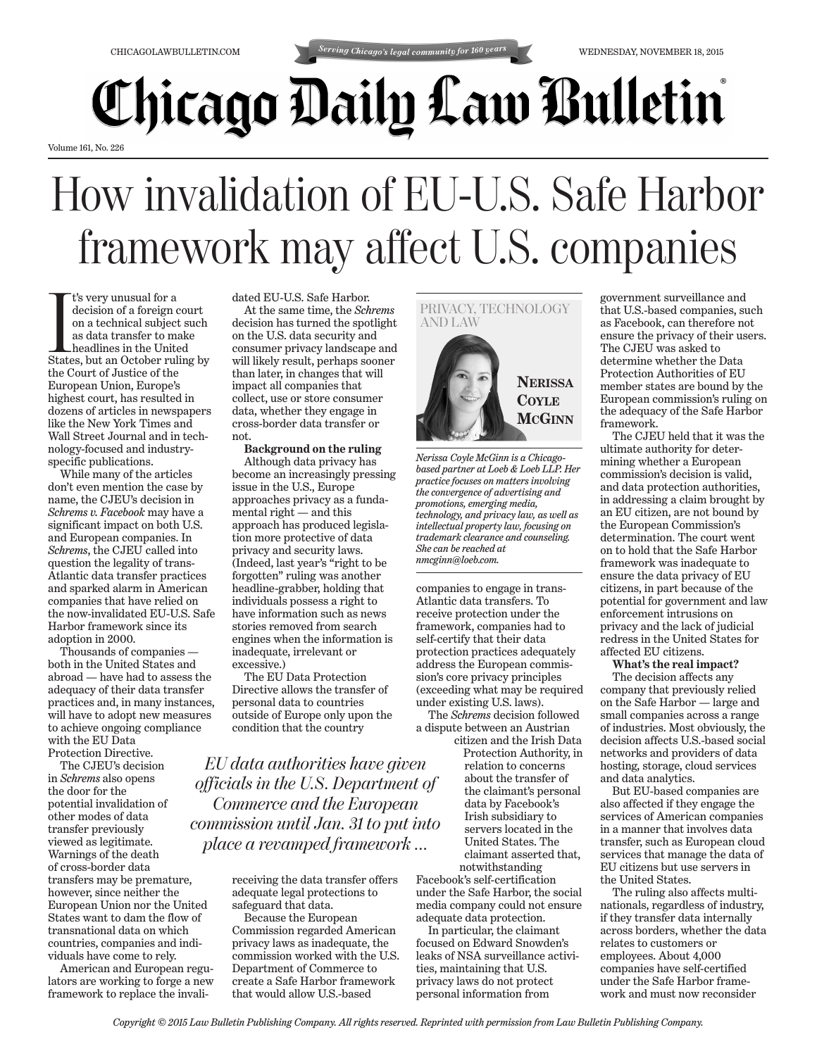# How invalidation of EU-U.S. Safe Harbor framework may affect U.S. companies

PRIVACY, TECHNOLOGY AND LAW

**NERISSA COYLE MCGINN**

*Nerissa Coyle McGinn is a Chicago-based partner at Loeb & Loeb LLP. Her practice focuses on matters involving the convergence of advertising and promotions, emerging media, technology, and privacy law, as well as intellectual property law, focusing on trademark clearance and counseling. She can be reached at nmcginn@loeb.com.*

It's very unusual for a decision of a foreign court on a technical subject such as data transfer to make headlines in the United States, but an October ruling by the Court of Justice of the European Union, Europe's highest court, has resulted in dozens of articles in newspapers like the New York Times and Wall Street Journal and in technology-focused and industry-specific publications.

While many of the articles don't even mention the case by name, the CJEU's decision in *Schrems v. Facebook* may have a significant impact on both U.S. and European companies. In *Schrems*, the CJEU called into question the legality of trans-Atlantic data transfer practices and sparked alarm in American companies that have relied on the now-invalidated EU-U.S. Safe Harbor framework since its adoption in 2000.

Thousands of companies — both in the United States and abroad — have had to assess the adequacy of their data transfer practices and, in many instances, will have to adopt new measures to achieve ongoing compliance with the EU Data Protection Directive.

The CJEU's decision in *Schrems* also opens the door for the potential invalidation of other modes of data transfer previously viewed as legitimate. Warnings of the death of cross-border data transfers may be premature, however, since neither the European Union nor the United States want to dam the flow of transnational data on which countries, companies and individuals have come to rely.

American and European regulators are working to forge a new framework to replace the invalidated EU-U.S. Safe Harbor.

At the same time, the *Schrems* decision has turned the spotlight on the U.S. data security and consumer privacy landscape and will likely result, perhaps sooner than later, in changes that will impact all companies that collect, use or store consumer data, whether they engage in cross-border data transfer or not.

**Background on the ruling**

Although data privacy has become an increasingly pressing issue in the U.S., Europe approaches privacy as a fundamental right — and this approach has produced legislation more protective of data privacy and security laws. (Indeed, last year's "right to be forgotten" ruling was another headline-grabber, holding that individuals possess a right to have information such as news stories removed from search engines when the information is inadequate, irrelevant or excessive.)

The EU Data Protection Directive allows the transfer of personal data to countries outside of Europe only upon the condition that the country receiving the data transfer offers adequate legal protections to safeguard that data.

*EU data authorities have given officials in the U.S. Department of Commerce and the European commission until Jan. 31 to put into place a revamped framework ...*

Because the European Commission regarded American privacy laws as inadequate, the commission worked with the U.S. Department of Commerce to create a Safe Harbor framework that would allow U.S.-based companies to engage in trans-Atlantic data transfers. To receive protection under the framework, companies had to self-certify that their data protection practices adequately address the European commission's core privacy principles (exceeding what may be required under existing U.S. laws).

The *Schrems* decision followed a dispute between an Austrian citizen and the Irish Data Protection Authority, in relation to concerns about the transfer of the claimant's personal data by Facebook's Irish subsidiary to servers located in the United States. The claimant asserted that, notwithstanding Facebook's self-certification under the Safe Harbor, the social media company could not ensure adequate data protection.

In particular, the claimant focused on Edward Snowden's leaks of NSA surveillance activities, maintaining that U.S. privacy laws do not protect personal information from government surveillance and that U.S.-based companies, such as Facebook, can therefore not ensure the privacy of their users. The CJEU was asked to determine whether the Data Protection Authorities of EU member states are bound by the European commission's ruling on the adequacy of the Safe Harbor framework.

The CJEU held that it was the ultimate authority for determining whether a European commission's decision is valid, and data protection authorities, in addressing a claim brought by an EU citizen, are not bound by the European Commission's determination. The court went on to hold that the Safe Harbor framework was inadequate to ensure the data privacy of EU citizens, in part because of the potential for government and law enforcement intrusions on privacy and the lack of judicial redress in the United States for affected EU citizens.

**What's the real impact?**

The decision affects any company that previously relied on the Safe Harbor — large and small companies across a range of industries. Most obviously, the decision affects U.S.-based social networks and providers of data hosting, storage, cloud services and data analytics.

But EU-based companies are also affected if they engage the services of American companies in a manner that involves data transfer, such as European cloud services that manage the data of EU citizens but use servers in the United States.

The ruling also affects multinationals, regardless of industry, if they transfer data internally across borders, whether the data relates to customers or employees. About 4,000 companies have self-certified under the Safe Harbor framework and must now reconsider

*Copyright © 2015 Law Bulletin Publishing Company. All rights reserved. Reprinted with permission from Law Bulletin Publishing Company.*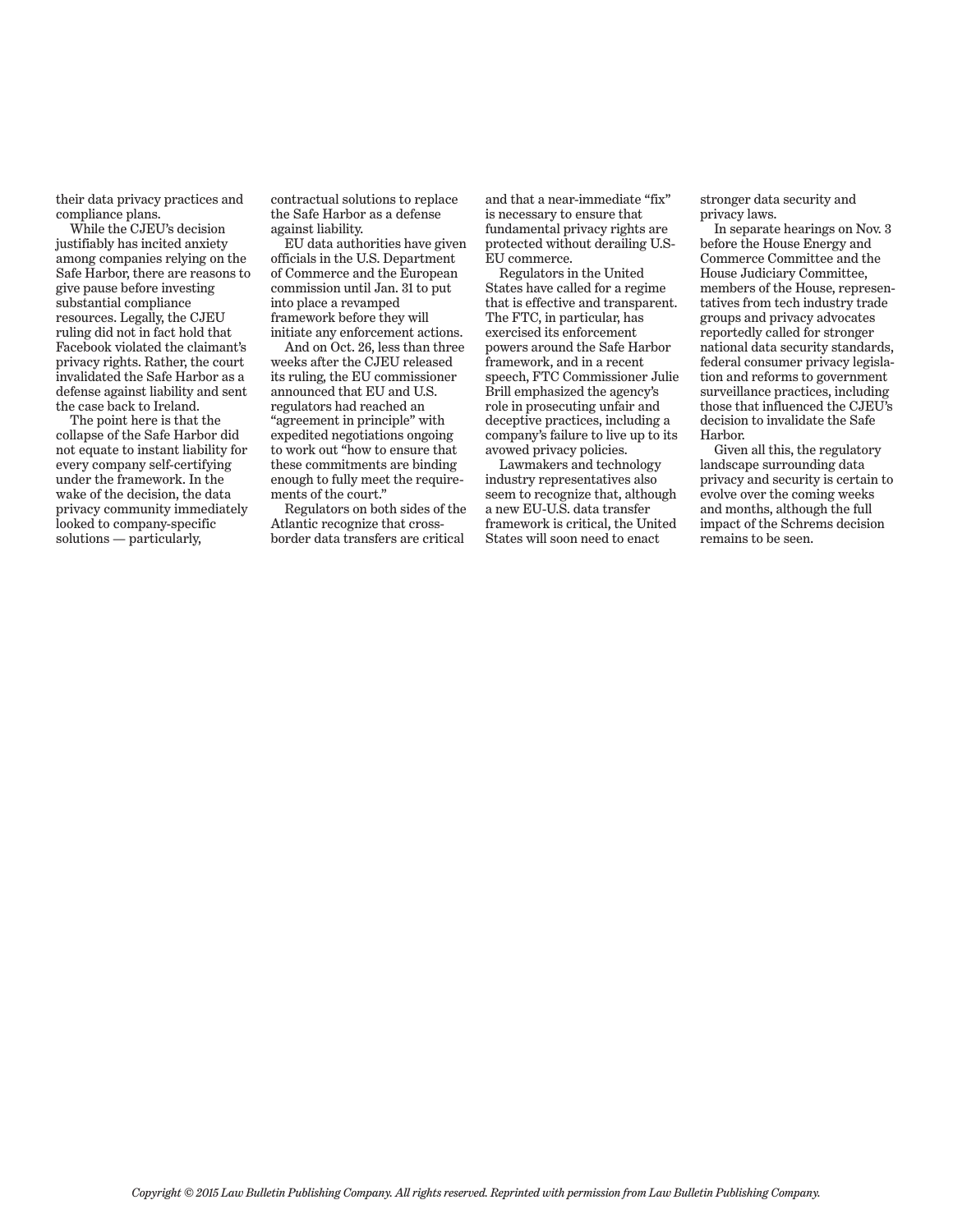their data privacy practices and compliance plans.

While the CJEU's decision justifiably has incited anxiety among companies relying on the Safe Harbor, there are reasons to give pause before investing substantial compliance resources. Legally, the CJEU ruling did not in fact hold that Facebook violated the claimant's privacy rights. Rather, the court invalidated the Safe Harbor as a defense against liability and sent the case back to Ireland.

The point here is that the collapse of the Safe Harbor did not equate to instant liability for every company self-certifying under the framework. In the wake of the decision, the data privacy community immediately looked to company-specific solutions — particularly, contractual solutions to replace the Safe Harbor as a defense against liability.

EU data authorities have given officials in the U.S. Department of Commerce and the European commission until Jan. 31 to put into place a revamped framework before they will initiate any enforcement actions.

And on Oct. 26, less than three weeks after the CJEU released its ruling, the EU commissioner announced that EU and U.S. regulators had reached an "agreement in principle" with expedited negotiations ongoing to work out "how to ensure that these commitments are binding enough to fully meet the requirements of the court."

Regulators on both sides of the Atlantic recognize that cross-border data transfers are critical and that a near-immediate "fix" is necessary to ensure that fundamental privacy rights are protected without derailing U.S.-EU commerce.

Regulators in the United States have called for a regime that is effective and transparent. The FTC, in particular, has exercised its enforcement powers around the Safe Harbor framework, and in a recent speech, FTC Commissioner Julie Brill emphasized the agency's role in prosecuting unfair and deceptive practices, including a company's failure to live up to its avowed privacy policies.

Lawmakers and technology industry representatives also seem to recognize that, although a new EU-U.S. data transfer framework is critical, the United States will soon need to enact stronger data security and privacy laws.

In separate hearings on Nov. 3 before the House Energy and Commerce Committee and the House Judiciary Committee, members of the House, representatives from tech industry trade groups and privacy advocates reportedly called for stronger national data security standards, federal consumer privacy legislation and reforms to government surveillance practices, including those that influenced the CJEU's decision to invalidate the Safe Harbor.

Given all this, the regulatory landscape surrounding data privacy and security is certain to evolve over the coming weeks and months, although the full impact of the Schrems decision remains to be seen.

*Copyright © 2015 Law Bulletin Publishing Company. All rights reserved. Reprinted with permission from Law Bulletin Publishing Company.*